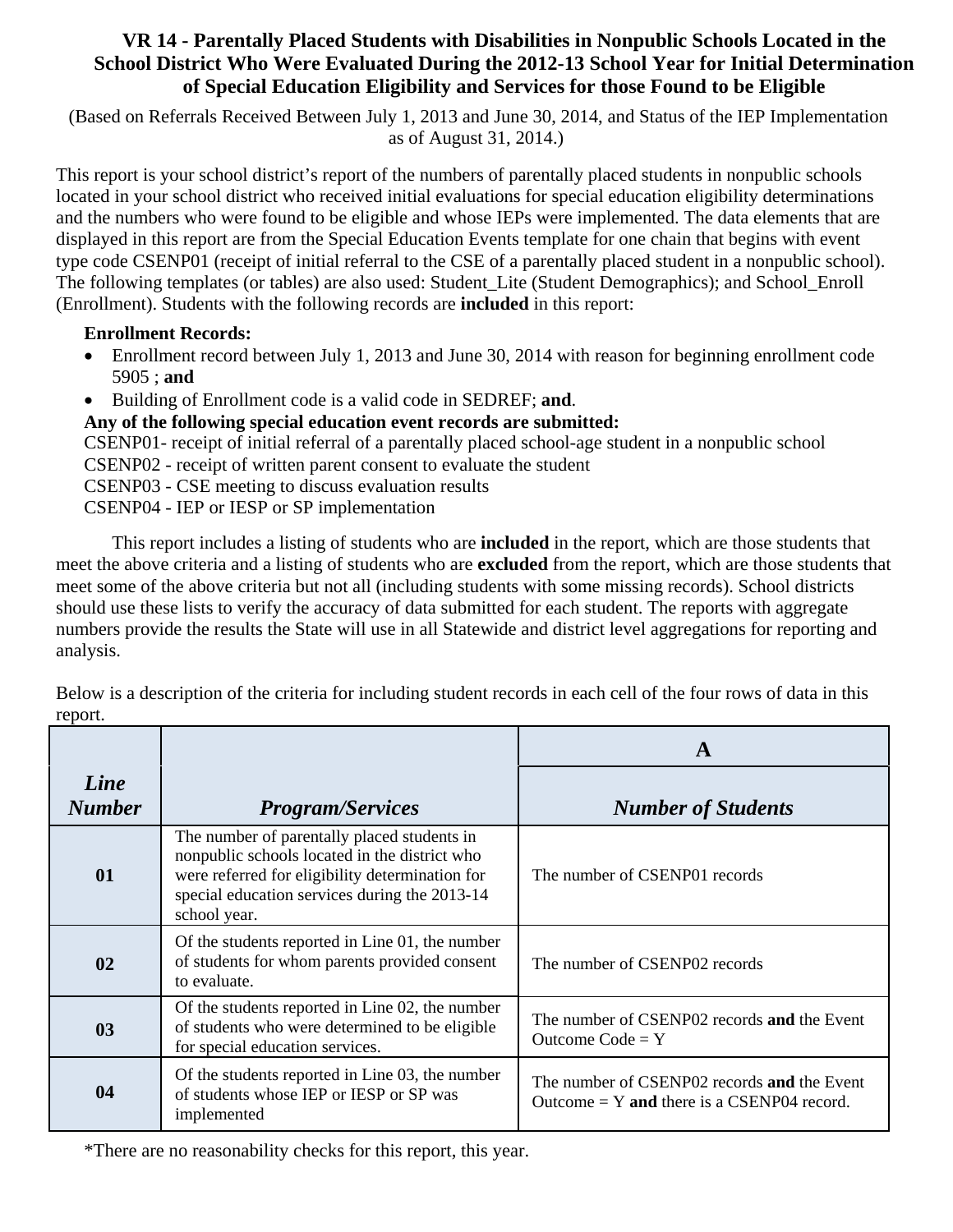# VR 14 - Parentally Placed Students with Disabilities in Nonpublic Schools Located in the School District Who Were Evaluated During the 2012-13 School Year for Initial Determination of Special Education Eligibility and Services for those Found to be Eligible

(Based on Referrals Received Between July 1, 2013 and June 30, 2014, and Status of the IEP Implementation as of August 31, 2014.)

This report is your school district's report of the numbers of parentally placed students in nonpublic schools located in your school district who received initial evaluations for special education eligibility determinations and the numbers who were found to be eligible and whose IEPs were implemented. The data elements that are displayed in this report are from the Special Education Events template for one chain that begins with event type code CSENP01 (receipt of initial referral to the CSE of a parentally placed student in a nonpublic school). The following templates (or tables) are also used: Student_Lite (Student Demographics); and School_Enroll (Enrollment). Students with the following records are **included** in this report:

**Enrollment Records:**

- Enrollment record between July 1, 2013 and June 30, 2014 with reason for beginning enrollment code 5905 ; **and**
- Building of Enrollment code is a valid code in SEDREF; **and**.

**Any of the following special education event records are submitted:**

CSENP01- receipt of initial referral of a parentally placed school-age student in a nonpublic school
CSENP02 - receipt of written parent consent to evaluate the student
CSENP03 - CSE meeting to discuss evaluation results
CSENP04 - IEP or IESP or SP implementation

This report includes a listing of students who are **included** in the report, which are those students that meet the above criteria and a listing of students who are **excluded** from the report, which are those students that meet some of the above criteria but not all (including students with some missing records). School districts should use these lists to verify the accuracy of data submitted for each student. The reports with aggregate numbers provide the results the State will use in all Statewide and district level aggregations for reporting and analysis.

Below is a description of the criteria for including student records in each cell of the four rows of data in this report.

| *Line Number* | *Program/Services* | A<br>*Number of Students* |
|---|---|---|
| **01** | The number of parentally placed students in nonpublic schools located in the district who were referred for eligibility determination for special education services during the 2013-14 school year. | The number of CSENP01 records |
| **02** | Of the students reported in Line 01, the number of students for whom parents provided consent to evaluate. | The number of CSENP02 records |
| **03** | Of the students reported in Line 02, the number of students who were determined to be eligible for special education services. | The number of CSENP02 records **and** the Event Outcome Code = Y |
| **04** | Of the students reported in Line 03, the number of students whose IEP or IESP or SP was implemented | The number of CSENP02 records **and** the Event Outcome = Y **and** there is a CSENP04 record. |

*There are no reasonability checks for this report, this year.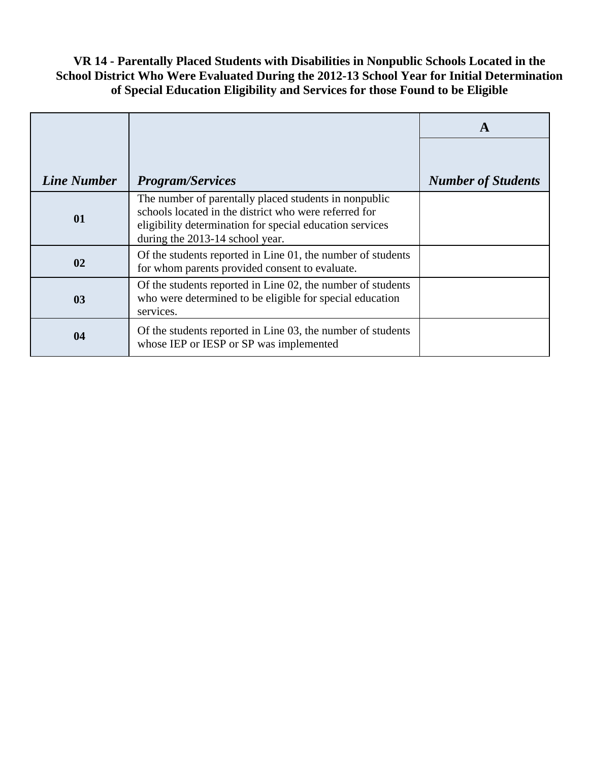**VR 14 - Parentally Placed Students with Disabilities in Nonpublic Schools Located in the School District Who Were Evaluated During the 2012-13 School Year for Initial Determination of Special Education Eligibility and Services for those Found to be Eligible**

| | | A |
|---|---|---|
| ***Line Number*** | ***Program/Services*** | ***Number of Students*** |
| **01** | The number of parentally placed students in nonpublic schools located in the district who were referred for eligibility determination for special education services during the 2013-14 school year. | |
| **02** | Of the students reported in Line 01, the number of students for whom parents provided consent to evaluate. | |
| **03** | Of the students reported in Line 02, the number of students who were determined to be eligible for special education services. | |
| **04** | Of the students reported in Line 03, the number of students whose IEP or IESP or SP was implemented | |